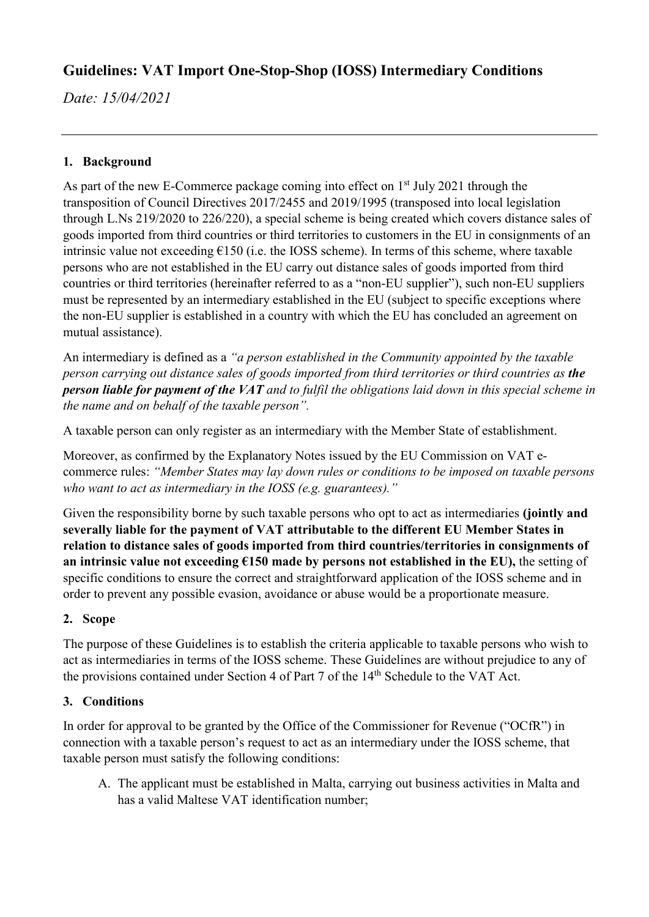# Guidelines: VAT Import One-Stop-Shop (IOSS) Intermediary Conditions

*Date: 15/04/2021*

---

## 1. Background

As part of the new E-Commerce package coming into effect on 1st July 2021 through the transposition of Council Directives 2017/2455 and 2019/1995 (transposed into local legislation through L.Ns 219/2020 to 226/220), a special scheme is being created which covers distance sales of goods imported from third countries or third territories to customers in the EU in consignments of an intrinsic value not exceeding €150 (i.e. the IOSS scheme). In terms of this scheme, where taxable persons who are not established in the EU carry out distance sales of goods imported from third countries or third territories (hereinafter referred to as a "non-EU supplier"), such non-EU suppliers must be represented by an intermediary established in the EU (subject to specific exceptions where the non-EU supplier is established in a country with which the EU has concluded an agreement on mutual assistance).

An intermediary is defined as a *"a person established in the Community appointed by the taxable person carrying out distance sales of goods imported from third territories or third countries as* ***the person liable for payment of the VAT*** *and to fulfil the obligations laid down in this special scheme in the name and on behalf of the taxable person".*

A taxable person can only register as an intermediary with the Member State of establishment.

Moreover, as confirmed by the Explanatory Notes issued by the EU Commission on VAT e-commerce rules: *"Member States may lay down rules or conditions to be imposed on taxable persons who want to act as intermediary in the IOSS (e.g. guarantees)."*

Given the responsibility borne by such taxable persons who opt to act as intermediaries **(jointly and severally liable for the payment of VAT attributable to the different EU Member States in relation to distance sales of goods imported from third countries/territories in consignments of an intrinsic value not exceeding €150 made by persons not established in the EU),** the setting of specific conditions to ensure the correct and straightforward application of the IOSS scheme and in order to prevent any possible evasion, avoidance or abuse would be a proportionate measure.

## 2. Scope

The purpose of these Guidelines is to establish the criteria applicable to taxable persons who wish to act as intermediaries in terms of the IOSS scheme. These Guidelines are without prejudice to any of the provisions contained under Section 4 of Part 7 of the 14th Schedule to the VAT Act.

## 3. Conditions

In order for approval to be granted by the Office of the Commissioner for Revenue ("OCfR") in connection with a taxable person's request to act as an intermediary under the IOSS scheme, that taxable person must satisfy the following conditions:

A. The applicant must be established in Malta, carrying out business activities in Malta and has a valid Maltese VAT identification number;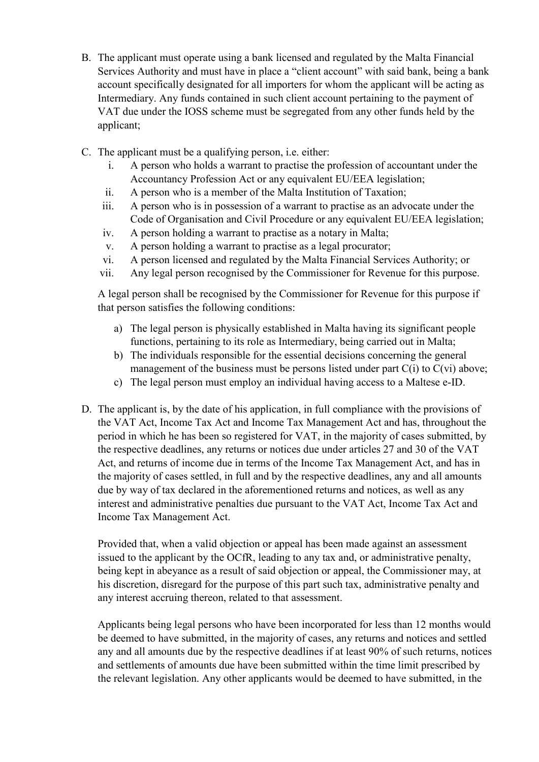B. The applicant must operate using a bank licensed and regulated by the Malta Financial Services Authority and must have in place a "client account" with said bank, being a bank account specifically designated for all importers for whom the applicant will be acting as Intermediary. Any funds contained in such client account pertaining to the payment of VAT due under the IOSS scheme must be segregated from any other funds held by the applicant;

C. The applicant must be a qualifying person, i.e. either:
   i. A person who holds a warrant to practise the profession of accountant under the Accountancy Profession Act or any equivalent EU/EEA legislation;
   ii. A person who is a member of the Malta Institution of Taxation;
   iii. A person who is in possession of a warrant to practise as an advocate under the Code of Organisation and Civil Procedure or any equivalent EU/EEA legislation;
   iv. A person holding a warrant to practise as a notary in Malta;
   v. A person holding a warrant to practise as a legal procurator;
   vi. A person licensed and regulated by the Malta Financial Services Authority; or
   vii. Any legal person recognised by the Commissioner for Revenue for this purpose.

   A legal person shall be recognised by the Commissioner for Revenue for this purpose if that person satisfies the following conditions:

   a) The legal person is physically established in Malta having its significant people functions, pertaining to its role as Intermediary, being carried out in Malta;
   b) The individuals responsible for the essential decisions concerning the general management of the business must be persons listed under part C(i) to C(vi) above;
   c) The legal person must employ an individual having access to a Maltese e-ID.

D. The applicant is, by the date of his application, in full compliance with the provisions of the VAT Act, Income Tax Act and Income Tax Management Act and has, throughout the period in which he has been so registered for VAT, in the majority of cases submitted, by the respective deadlines, any returns or notices due under articles 27 and 30 of the VAT Act, and returns of income due in terms of the Income Tax Management Act, and has in the majority of cases settled, in full and by the respective deadlines, any and all amounts due by way of tax declared in the aforementioned returns and notices, as well as any interest and administrative penalties due pursuant to the VAT Act, Income Tax Act and Income Tax Management Act.

   Provided that, when a valid objection or appeal has been made against an assessment issued to the applicant by the OCfR, leading to any tax and, or administrative penalty, being kept in abeyance as a result of said objection or appeal, the Commissioner may, at his discretion, disregard for the purpose of this part such tax, administrative penalty and any interest accruing thereon, related to that assessment.

   Applicants being legal persons who have been incorporated for less than 12 months would be deemed to have submitted, in the majority of cases, any returns and notices and settled any and all amounts due by the respective deadlines if at least 90% of such returns, notices and settlements of amounts due have been submitted within the time limit prescribed by the relevant legislation. Any other applicants would be deemed to have submitted, in the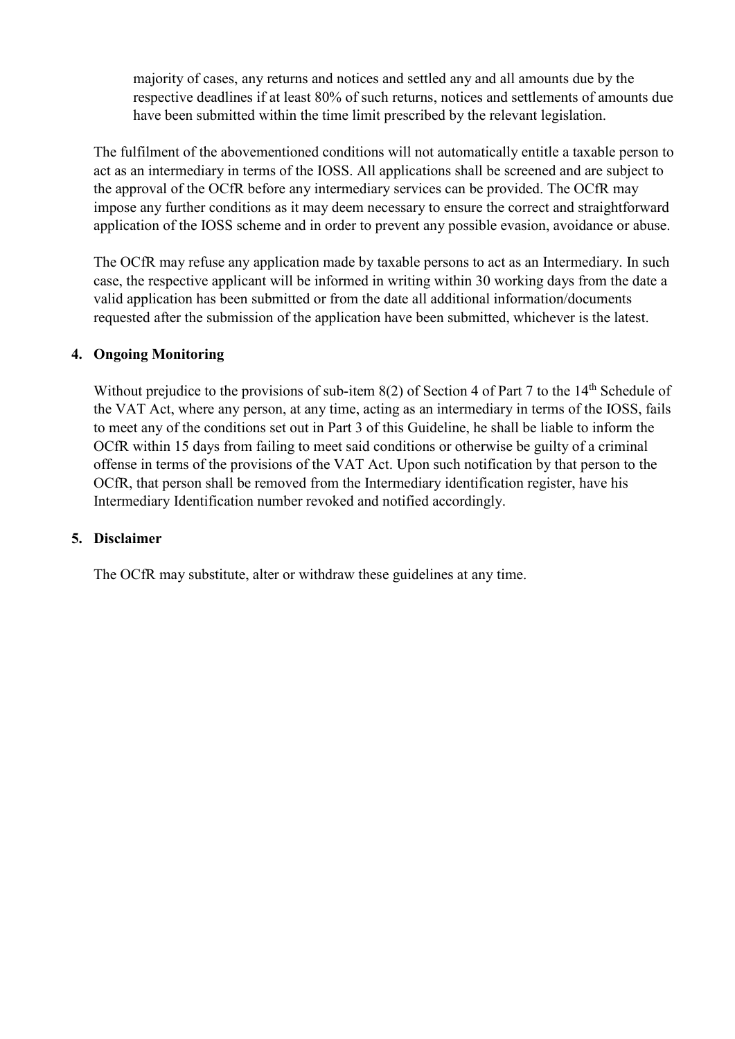majority of cases, any returns and notices and settled any and all amounts due by the respective deadlines if at least 80% of such returns, notices and settlements of amounts due have been submitted within the time limit prescribed by the relevant legislation.

The fulfilment of the abovementioned conditions will not automatically entitle a taxable person to act as an intermediary in terms of the IOSS. All applications shall be screened and are subject to the approval of the OCfR before any intermediary services can be provided. The OCfR may impose any further conditions as it may deem necessary to ensure the correct and straightforward application of the IOSS scheme and in order to prevent any possible evasion, avoidance or abuse.

The OCfR may refuse any application made by taxable persons to act as an Intermediary. In such case, the respective applicant will be informed in writing within 30 working days from the date a valid application has been submitted or from the date all additional information/documents requested after the submission of the application have been submitted, whichever is the latest.

## 4. Ongoing Monitoring

Without prejudice to the provisions of sub-item 8(2) of Section 4 of Part 7 to the 14th Schedule of the VAT Act, where any person, at any time, acting as an intermediary in terms of the IOSS, fails to meet any of the conditions set out in Part 3 of this Guideline, he shall be liable to inform the OCfR within 15 days from failing to meet said conditions or otherwise be guilty of a criminal offense in terms of the provisions of the VAT Act. Upon such notification by that person to the OCfR, that person shall be removed from the Intermediary identification register, have his Intermediary Identification number revoked and notified accordingly.

## 5. Disclaimer

The OCfR may substitute, alter or withdraw these guidelines at any time.